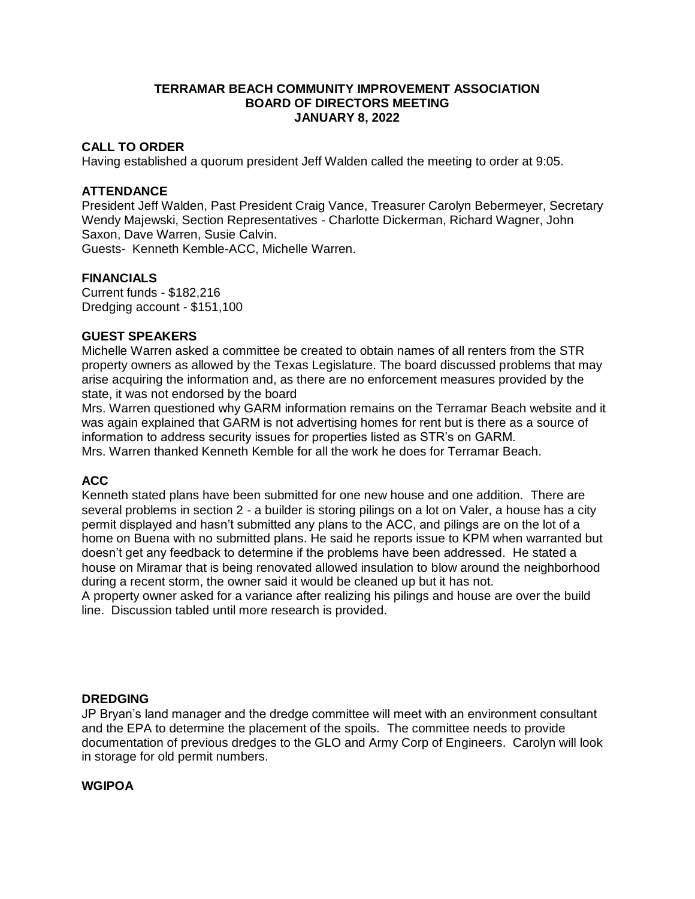# TERRAMAR BEACH COMMUNITY IMPROVEMENT ASSOCIATION
## BOARD OF DIRECTORS MEETING
## JANUARY 8, 2022

### CALL TO ORDER
Having established a quorum president Jeff Walden called the meeting to order at 9:05.

### ATTENDANCE
President Jeff Walden, Past President Craig Vance, Treasurer Carolyn Bebermeyer, Secretary Wendy Majewski, Section Representatives - Charlotte Dickerman, Richard Wagner, John Saxon, Dave Warren, Susie Calvin.
Guests- Kenneth Kemble-ACC, Michelle Warren.

### FINANCIALS
Current funds - $182,216
Dredging account - $151,100

### GUEST SPEAKERS
Michelle Warren asked a committee be created to obtain names of all renters from the STR property owners as allowed by the Texas Legislature. The board discussed problems that may arise acquiring the information and, as there are no enforcement measures provided by the state, it was not endorsed by the board

Mrs. Warren questioned why GARM information remains on the Terramar Beach website and it was again explained that GARM is not advertising homes for rent but is there as a source of information to address security issues for properties listed as STR's on GARM.
Mrs. Warren thanked Kenneth Kemble for all the work he does for Terramar Beach.

### ACC
Kenneth stated plans have been submitted for one new house and one addition. There are several problems in section 2 - a builder is storing pilings on a lot on Valer, a house has a city permit displayed and hasn't submitted any plans to the ACC, and pilings are on the lot of a home on Buena with no submitted plans. He said he reports issue to KPM when warranted but doesn't get any feedback to determine if the problems have been addressed. He stated a house on Miramar that is being renovated allowed insulation to blow around the neighborhood during a recent storm, the owner said it would be cleaned up but it has not.
A property owner asked for a variance after realizing his pilings and house are over the build line. Discussion tabled until more research is provided.

### DREDGING
JP Bryan's land manager and the dredge committee will meet with an environment consultant and the EPA to determine the placement of the spoils. The committee needs to provide documentation of previous dredges to the GLO and Army Corp of Engineers. Carolyn will look in storage for old permit numbers.

### WGIPOA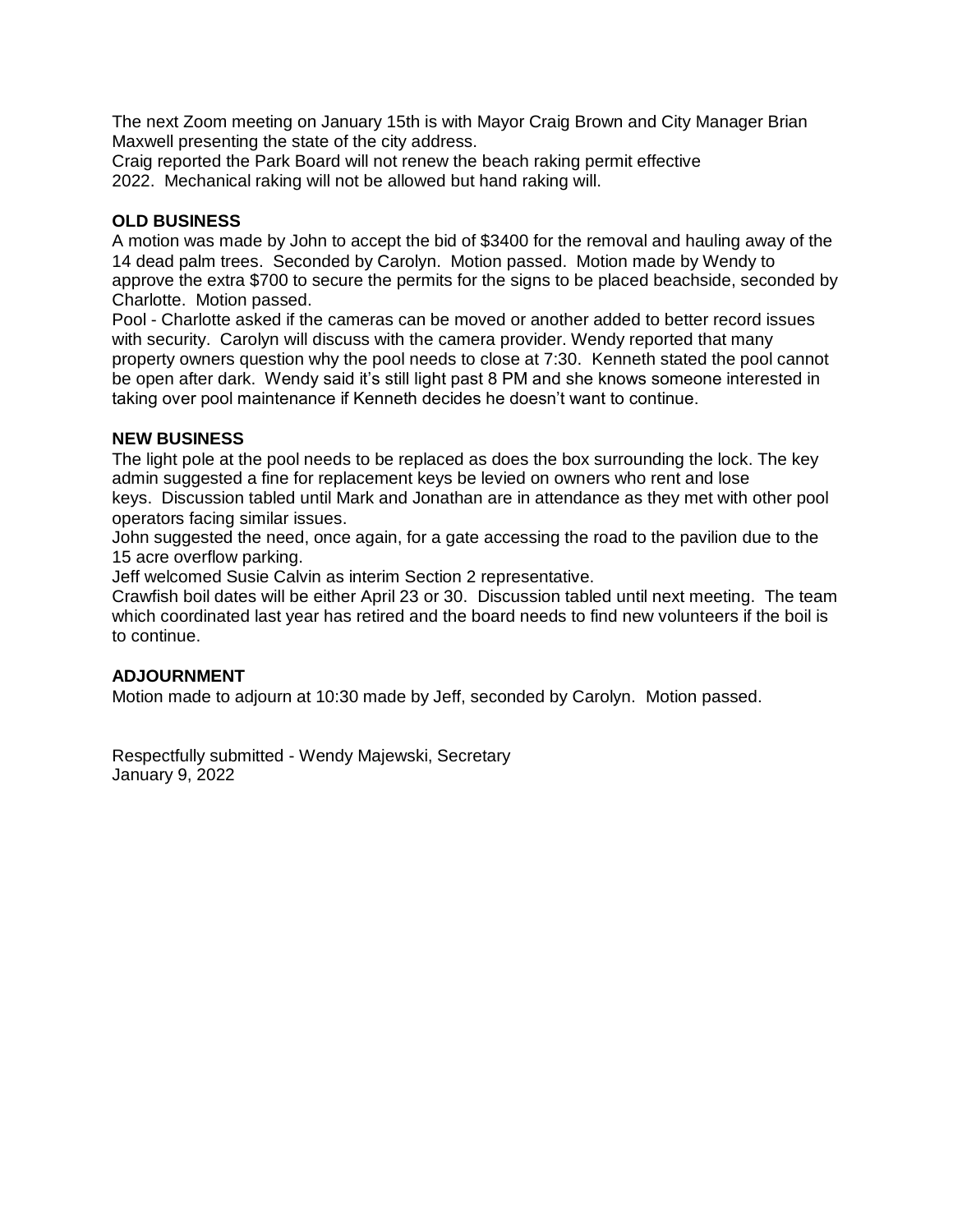The next Zoom meeting on January 15th is with Mayor Craig Brown and City Manager Brian Maxwell presenting the state of the city address.
Craig reported the Park Board will not renew the beach raking permit effective 2022. Mechanical raking will not be allowed but hand raking will.

**OLD BUSINESS**

A motion was made by John to accept the bid of $3400 for the removal and hauling away of the 14 dead palm trees. Seconded by Carolyn. Motion passed. Motion made by Wendy to approve the extra $700 to secure the permits for the signs to be placed beachside, seconded by Charlotte. Motion passed.
Pool - Charlotte asked if the cameras can be moved or another added to better record issues with security. Carolyn will discuss with the camera provider. Wendy reported that many property owners question why the pool needs to close at 7:30. Kenneth stated the pool cannot be open after dark. Wendy said it's still light past 8 PM and she knows someone interested in taking over pool maintenance if Kenneth decides he doesn't want to continue.

**NEW BUSINESS**

The light pole at the pool needs to be replaced as does the box surrounding the lock. The key admin suggested a fine for replacement keys be levied on owners who rent and lose keys. Discussion tabled until Mark and Jonathan are in attendance as they met with other pool operators facing similar issues.
John suggested the need, once again, for a gate accessing the road to the pavilion due to the 15 acre overflow parking.
Jeff welcomed Susie Calvin as interim Section 2 representative.
Crawfish boil dates will be either April 23 or 30. Discussion tabled until next meeting. The team which coordinated last year has retired and the board needs to find new volunteers if the boil is to continue.

**ADJOURNMENT**

Motion made to adjourn at 10:30 made by Jeff, seconded by Carolyn. Motion passed.

Respectfully submitted - Wendy Majewski, Secretary
January 9, 2022